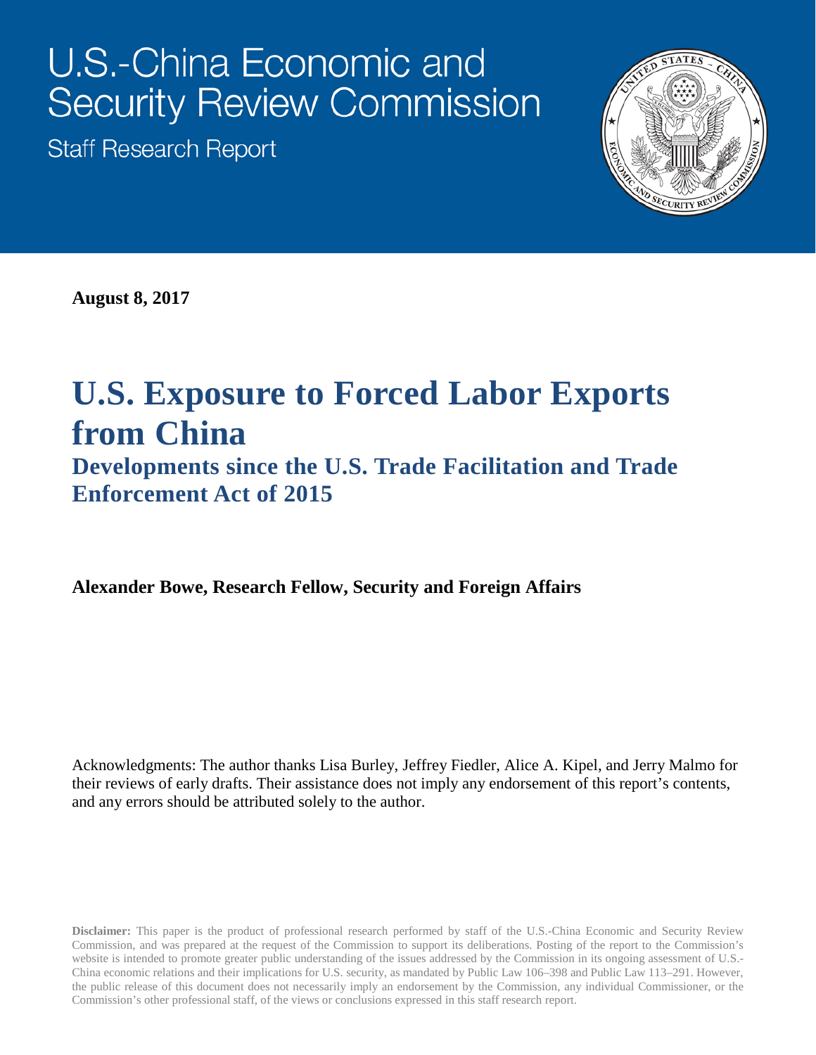U.S.-China Economic and Security Review Commission

Staff Research Report

**August 8, 2017**

# U.S. Exposure to Forced Labor Exports from China

## Developments since the U.S. Trade Facilitation and Trade Enforcement Act of 2015

**Alexander Bowe, Research Fellow, Security and Foreign Affairs**

Acknowledgments: The author thanks Lisa Burley, Jeffrey Fiedler, Alice A. Kipel, and Jerry Malmo for their reviews of early drafts. Their assistance does not imply any endorsement of this report's contents, and any errors should be attributed solely to the author.

**Disclaimer:** This paper is the product of professional research performed by staff of the U.S.-China Economic and Security Review Commission, and was prepared at the request of the Commission to support its deliberations. Posting of the report to the Commission's website is intended to promote greater public understanding of the issues addressed by the Commission in its ongoing assessment of U.S.-China economic relations and their implications for U.S. security, as mandated by Public Law 106–398 and Public Law 113–291. However, the public release of this document does not necessarily imply an endorsement by the Commission, any individual Commissioner, or the Commission's other professional staff, of the views or conclusions expressed in this staff research report.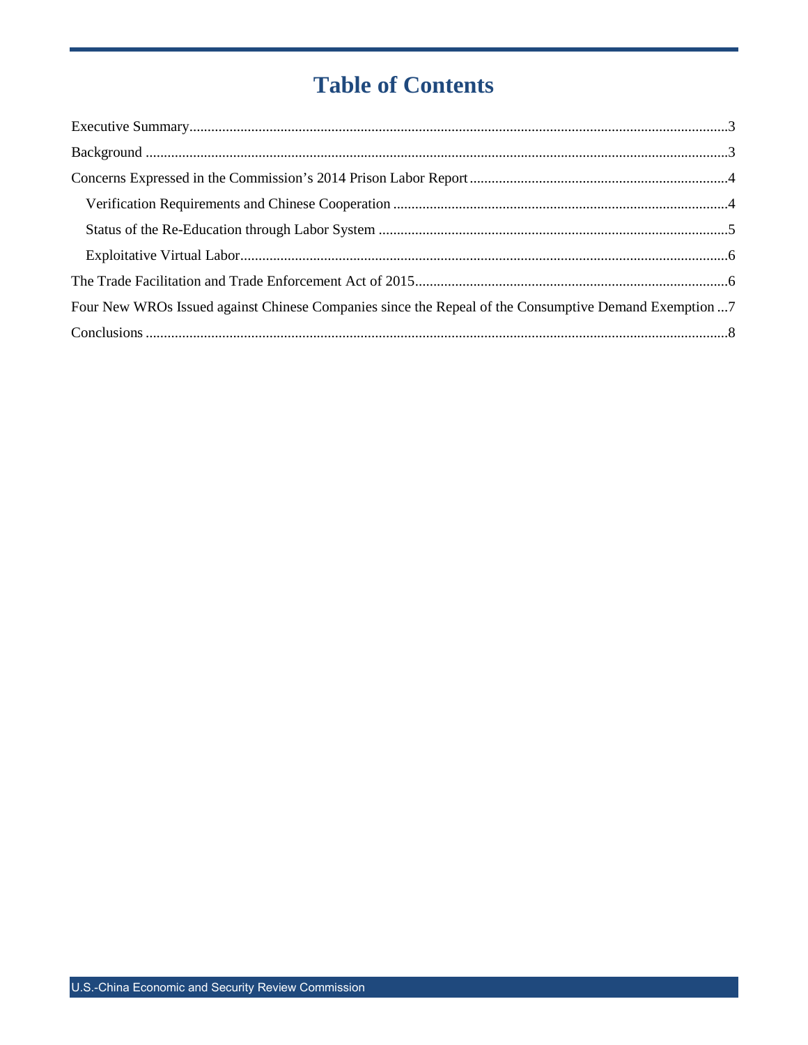# Table of Contents

Executive Summary....3

Background....3

Concerns Expressed in the Commission's 2014 Prison Labor Report....4

- Verification Requirements and Chinese Cooperation....4
- Status of the Re-Education through Labor System....5
- Exploitative Virtual Labor....6

The Trade Facilitation and Trade Enforcement Act of 2015....6

Four New WROs Issued against Chinese Companies since the Repeal of the Consumptive Demand Exemption ...7

Conclusions....8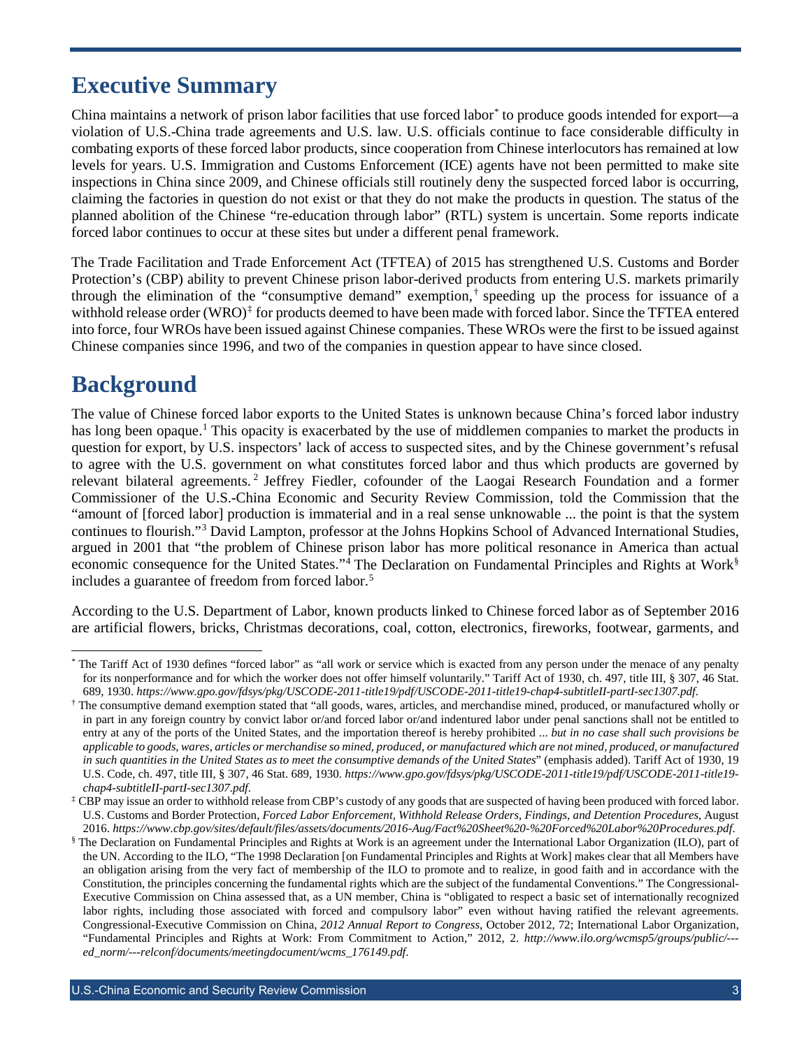# Executive Summary

China maintains a network of prison labor facilities that use forced labor[*] to produce goods intended for export—a violation of U.S.-China trade agreements and U.S. law. U.S. officials continue to face considerable difficulty in combating exports of these forced labor products, since cooperation from Chinese interlocutors has remained at low levels for years. U.S. Immigration and Customs Enforcement (ICE) agents have not been permitted to make site inspections in China since 2009, and Chinese officials still routinely deny the suspected forced labor is occurring, claiming the factories in question do not exist or that they do not make the products in question. The status of the planned abolition of the Chinese "re-education through labor" (RTL) system is uncertain. Some reports indicate forced labor continues to occur at these sites but under a different penal framework.

The Trade Facilitation and Trade Enforcement Act (TFTEA) of 2015 has strengthened U.S. Customs and Border Protection's (CBP) ability to prevent Chinese prison labor-derived products from entering U.S. markets primarily through the elimination of the "consumptive demand" exemption,[†] speeding up the process for issuance of a withhold release order (WRO)[‡] for products deemed to have been made with forced labor. Since the TFTEA entered into force, four WROs have been issued against Chinese companies. These WROs were the first to be issued against Chinese companies since 1996, and two of the companies in question appear to have since closed.

# Background

The value of Chinese forced labor exports to the United States is unknown because China's forced labor industry has long been opaque.[1] This opacity is exacerbated by the use of middlemen companies to market the products in question for export, by U.S. inspectors' lack of access to suspected sites, and by the Chinese government's refusal to agree with the U.S. government on what constitutes forced labor and thus which products are governed by relevant bilateral agreements.[2] Jeffrey Fiedler, cofounder of the Laogai Research Foundation and a former Commissioner of the U.S.-China Economic and Security Review Commission, told the Commission that the "amount of [forced labor] production is immaterial and in a real sense unknowable ... the point is that the system continues to flourish."[3] David Lampton, professor at the Johns Hopkins School of Advanced International Studies, argued in 2001 that "the problem of Chinese prison labor has more political resonance in America than actual economic consequence for the United States."[4] The Declaration on Fundamental Principles and Rights at Work[§] includes a guarantee of freedom from forced labor.[5]

According to the U.S. Department of Labor, known products linked to Chinese forced labor as of September 2016 are artificial flowers, bricks, Christmas decorations, coal, cotton, electronics, fireworks, footwear, garments, and

---

[*] The Tariff Act of 1930 defines "forced labor" as "all work or service which is exacted from any person under the menace of any penalty for its nonperformance and for which the worker does not offer himself voluntarily." Tariff Act of 1930, ch. 497, title III, § 307, 46 Stat. 689, 1930. *https://www.gpo.gov/fdsys/pkg/USCODE-2011-title19/pdf/USCODE-2011-title19-chap4-subtitleII-partI-sec1307.pdf*.

[†] The consumptive demand exemption stated that "all goods, wares, articles, and merchandise mined, produced, or manufactured wholly or in part in any foreign country by convict labor or/and forced labor or/and indentured labor under penal sanctions shall not be entitled to entry at any of the ports of the United States, and the importation thereof is hereby prohibited ... *but in no case shall such provisions be applicable to goods, wares, articles or merchandise so mined, produced, or manufactured which are not mined, produced, or manufactured in such quantities in the United States as to meet the consumptive demands of the United States*" (emphasis added). Tariff Act of 1930, 19 U.S. Code, ch. 497, title III, § 307, 46 Stat. 689, 1930. *https://www.gpo.gov/fdsys/pkg/USCODE-2011-title19/pdf/USCODE-2011-title19-chap4-subtitleII-partI-sec1307.pdf*.

[‡] CBP may issue an order to withhold release from CBP's custody of any goods that are suspected of having been produced with forced labor. U.S. Customs and Border Protection, *Forced Labor Enforcement, Withhold Release Orders, Findings, and Detention Procedures*, August 2016. *https://www.cbp.gov/sites/default/files/assets/documents/2016-Aug/Fact%20Sheet%20-%20Forced%20Labor%20Procedures.pdf*.

[§] The Declaration on Fundamental Principles and Rights at Work is an agreement under the International Labor Organization (ILO), part of the UN. According to the ILO, "The 1998 Declaration [on Fundamental Principles and Rights at Work] makes clear that all Members have an obligation arising from the very fact of membership of the ILO to promote and to realize, in good faith and in accordance with the Constitution, the principles concerning the fundamental rights which are the subject of the fundamental Conventions." The Congressional-Executive Commission on China assessed that, as a UN member, China is "obligated to respect a basic set of internationally recognized labor rights, including those associated with forced and compulsory labor" even without having ratified the relevant agreements. Congressional-Executive Commission on China, *2012 Annual Report to Congress*, October 2012, 72; International Labor Organization, "Fundamental Principles and Rights at Work: From Commitment to Action," 2012, 2. *http://www.ilo.org/wcmsp5/groups/public/---ed_norm/---relconf/documents/meetingdocument/wcms_176149.pdf*.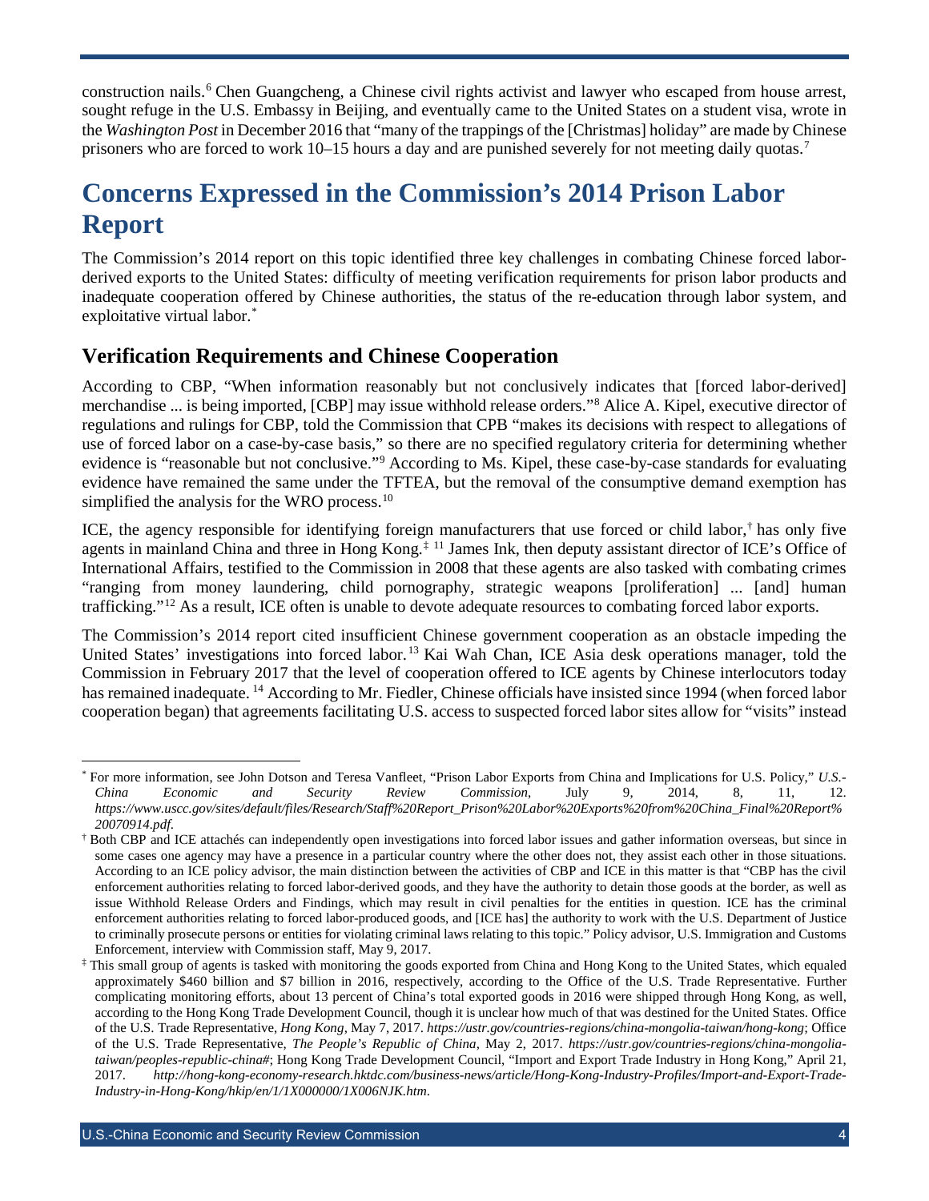construction nails.[6] Chen Guangcheng, a Chinese civil rights activist and lawyer who escaped from house arrest, sought refuge in the U.S. Embassy in Beijing, and eventually came to the United States on a student visa, wrote in the *Washington Post* in December 2016 that "many of the trappings of the [Christmas] holiday" are made by Chinese prisoners who are forced to work 10–15 hours a day and are punished severely for not meeting daily quotas.[7]

## Concerns Expressed in the Commission's 2014 Prison Labor Report

The Commission's 2014 report on this topic identified three key challenges in combating Chinese forced labor-derived exports to the United States: difficulty of meeting verification requirements for prison labor products and inadequate cooperation offered by Chinese authorities, the status of the re-education through labor system, and exploitative virtual labor.[*]

### Verification Requirements and Chinese Cooperation

According to CBP, "When information reasonably but not conclusively indicates that [forced labor-derived] merchandise ... is being imported, [CBP] may issue withhold release orders."[8] Alice A. Kipel, executive director of regulations and rulings for CBP, told the Commission that CPB "makes its decisions with respect to allegations of use of forced labor on a case-by-case basis," so there are no specified regulatory criteria for determining whether evidence is "reasonable but not conclusive."[9] According to Ms. Kipel, these case-by-case standards for evaluating evidence have remained the same under the TFTEA, but the removal of the consumptive demand exemption has simplified the analysis for the WRO process.[10]

ICE, the agency responsible for identifying foreign manufacturers that use forced or child labor,[†] has only five agents in mainland China and three in Hong Kong.[‡] [11] James Ink, then deputy assistant director of ICE's Office of International Affairs, testified to the Commission in 2008 that these agents are also tasked with combating crimes "ranging from money laundering, child pornography, strategic weapons [proliferation] ... [and] human trafficking."[12] As a result, ICE often is unable to devote adequate resources to combating forced labor exports.

The Commission's 2014 report cited insufficient Chinese government cooperation as an obstacle impeding the United States' investigations into forced labor.[13] Kai Wah Chan, ICE Asia desk operations manager, told the Commission in February 2017 that the level of cooperation offered to ICE agents by Chinese interlocutors today has remained inadequate.[14] According to Mr. Fiedler, Chinese officials have insisted since 1994 (when forced labor cooperation began) that agreements facilitating U.S. access to suspected forced labor sites allow for "visits" instead

---

[*] For more information, see John Dotson and Teresa Vanfleet, "Prison Labor Exports from China and Implications for U.S. Policy," *U.S.-China Economic and Security Review Commission*, July 9, 2014, 8, 11, 12. *https://www.uscc.gov/sites/default/files/Research/Staff%20Report_Prison%20Labor%20Exports%20from%20China_Final%20Report%20070914.pdf.*

[†] Both CBP and ICE attachés can independently open investigations into forced labor issues and gather information overseas, but since in some cases one agency may have a presence in a particular country where the other does not, they assist each other in those situations. According to an ICE policy advisor, the main distinction between the activities of CBP and ICE in this matter is that "CBP has the civil enforcement authorities relating to forced labor-derived goods, and they have the authority to detain those goods at the border, as well as issue Withhold Release Orders and Findings, which may result in civil penalties for the entities in question. ICE has the criminal enforcement authorities relating to forced labor-produced goods, and [ICE has] the authority to work with the U.S. Department of Justice to criminally prosecute persons or entities for violating criminal laws relating to this topic." Policy advisor, U.S. Immigration and Customs Enforcement, interview with Commission staff, May 9, 2017.

[‡] This small group of agents is tasked with monitoring the goods exported from China and Hong Kong to the United States, which equaled approximately $460 billion and $7 billion in 2016, respectively, according to the Office of the U.S. Trade Representative. Further complicating monitoring efforts, about 13 percent of China's total exported goods in 2016 were shipped through Hong Kong, as well, according to the Hong Kong Trade Development Council, though it is unclear how much of that was destined for the United States. Office of the U.S. Trade Representative, *Hong Kong*, May 7, 2017. *https://ustr.gov/countries-regions/china-mongolia-taiwan/hong-kong*; Office of the U.S. Trade Representative, *The People's Republic of China*, May 2, 2017. *https://ustr.gov/countries-regions/china-mongolia-taiwan/peoples-republic-china#*; Hong Kong Trade Development Council, "Import and Export Trade Industry in Hong Kong," April 21, 2017. *http://hong-kong-economy-research.hktdc.com/business-news/article/Hong-Kong-Industry-Profiles/Import-and-Export-Trade-Industry-in-Hong-Kong/hkip/en/1/1X000000/1X006NJK.htm*.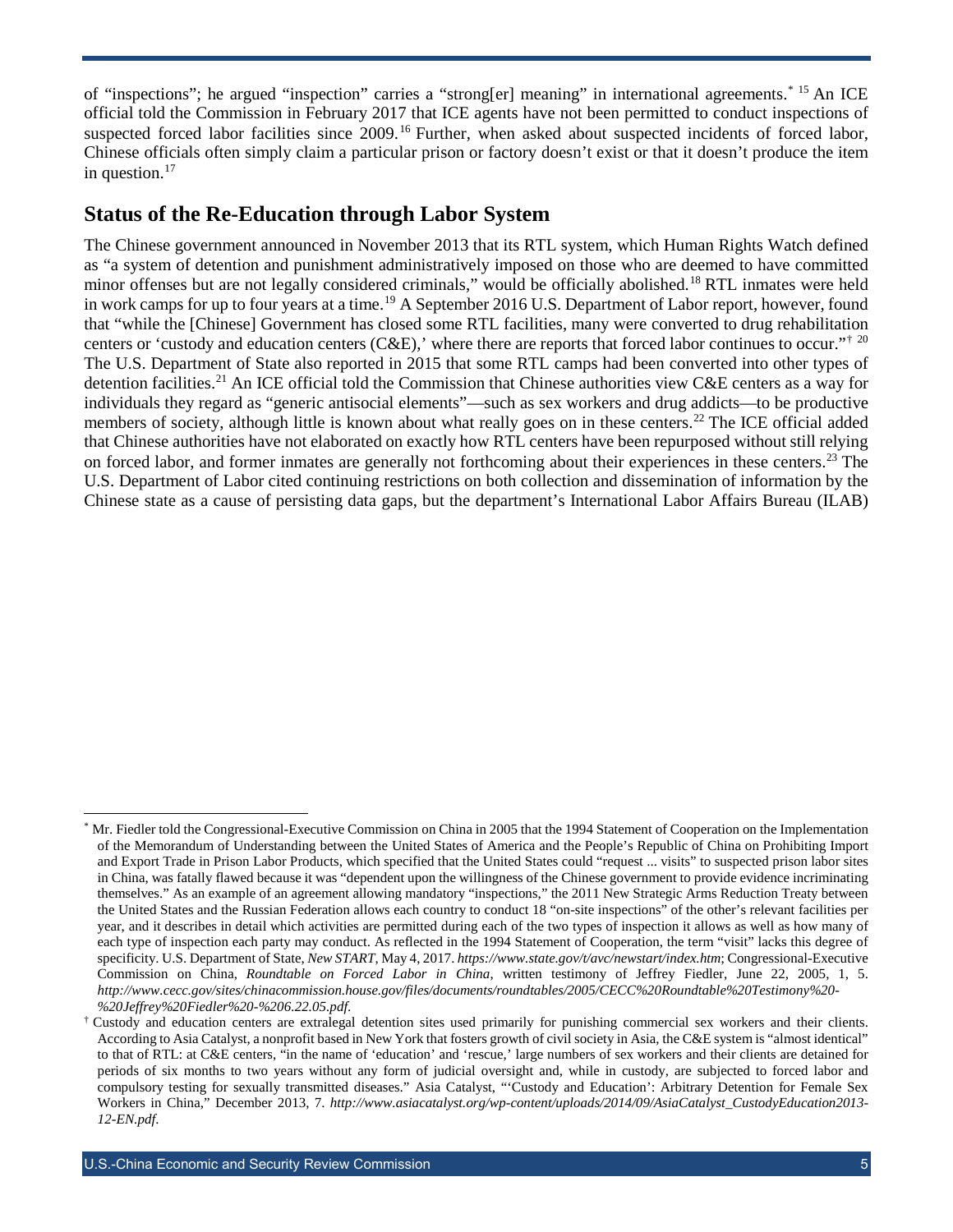of "inspections"; he argued "inspection" carries a "strong[er] meaning" in international agreements.[*] [15] An ICE official told the Commission in February 2017 that ICE agents have not been permitted to conduct inspections of suspected forced labor facilities since 2009.[16] Further, when asked about suspected incidents of forced labor, Chinese officials often simply claim a particular prison or factory doesn't exist or that it doesn't produce the item in question.[17]

## Status of the Re-Education through Labor System

The Chinese government announced in November 2013 that its RTL system, which Human Rights Watch defined as "a system of detention and punishment administratively imposed on those who are deemed to have committed minor offenses but are not legally considered criminals," would be officially abolished.[18] RTL inmates were held in work camps for up to four years at a time.[19] A September 2016 U.S. Department of Labor report, however, found that "while the [Chinese] Government has closed some RTL facilities, many were converted to drug rehabilitation centers or 'custody and education centers (C&E),' where there are reports that forced labor continues to occur."[†] [20] The U.S. Department of State also reported in 2015 that some RTL camps had been converted into other types of detention facilities.[21] An ICE official told the Commission that Chinese authorities view C&E centers as a way for individuals they regard as "generic antisocial elements"—such as sex workers and drug addicts—to be productive members of society, although little is known about what really goes on in these centers.[22] The ICE official added that Chinese authorities have not elaborated on exactly how RTL centers have been repurposed without still relying on forced labor, and former inmates are generally not forthcoming about their experiences in these centers.[23] The U.S. Department of Labor cited continuing restrictions on both collection and dissemination of information by the Chinese state as a cause of persisting data gaps, but the department's International Labor Affairs Bureau (ILAB)

---

[*] Mr. Fiedler told the Congressional-Executive Commission on China in 2005 that the 1994 Statement of Cooperation on the Implementation of the Memorandum of Understanding between the United States of America and the People's Republic of China on Prohibiting Import and Export Trade in Prison Labor Products, which specified that the United States could "request ... visits" to suspected prison labor sites in China, was fatally flawed because it was "dependent upon the willingness of the Chinese government to provide evidence incriminating themselves." As an example of an agreement allowing mandatory "inspections," the 2011 New Strategic Arms Reduction Treaty between the United States and the Russian Federation allows each country to conduct 18 "on-site inspections" of the other's relevant facilities per year, and it describes in detail which activities are permitted during each of the two types of inspection it allows as well as how many of each type of inspection each party may conduct. As reflected in the 1994 Statement of Cooperation, the term "visit" lacks this degree of specificity. U.S. Department of State, *New START*, May 4, 2017. *https://www.state.gov/t/avc/newstart/index.htm*; Congressional-Executive Commission on China, *Roundtable on Forced Labor in China*, written testimony of Jeffrey Fiedler, June 22, 2005, 1, 5. *http://www.cecc.gov/sites/chinacommission.house.gov/files/documents/roundtables/2005/CECC%20Roundtable%20Testimony%20-%20Jeffrey%20Fiedler%20-%206.22.05.pdf.*

[†] Custody and education centers are extralegal detention sites used primarily for punishing commercial sex workers and their clients. According to Asia Catalyst, a nonprofit based in New York that fosters growth of civil society in Asia, the C&E system is "almost identical" to that of RTL: at C&E centers, "in the name of 'education' and 'rescue,' large numbers of sex workers and their clients are detained for periods of six months to two years without any form of judicial oversight and, while in custody, are subjected to forced labor and compulsory testing for sexually transmitted diseases." Asia Catalyst, "'Custody and Education': Arbitrary Detention for Female Sex Workers in China," December 2013, 7. *http://www.asiacatalyst.org/wp-content/uploads/2014/09/AsiaCatalyst_CustodyEducation2013-12-EN.pdf*.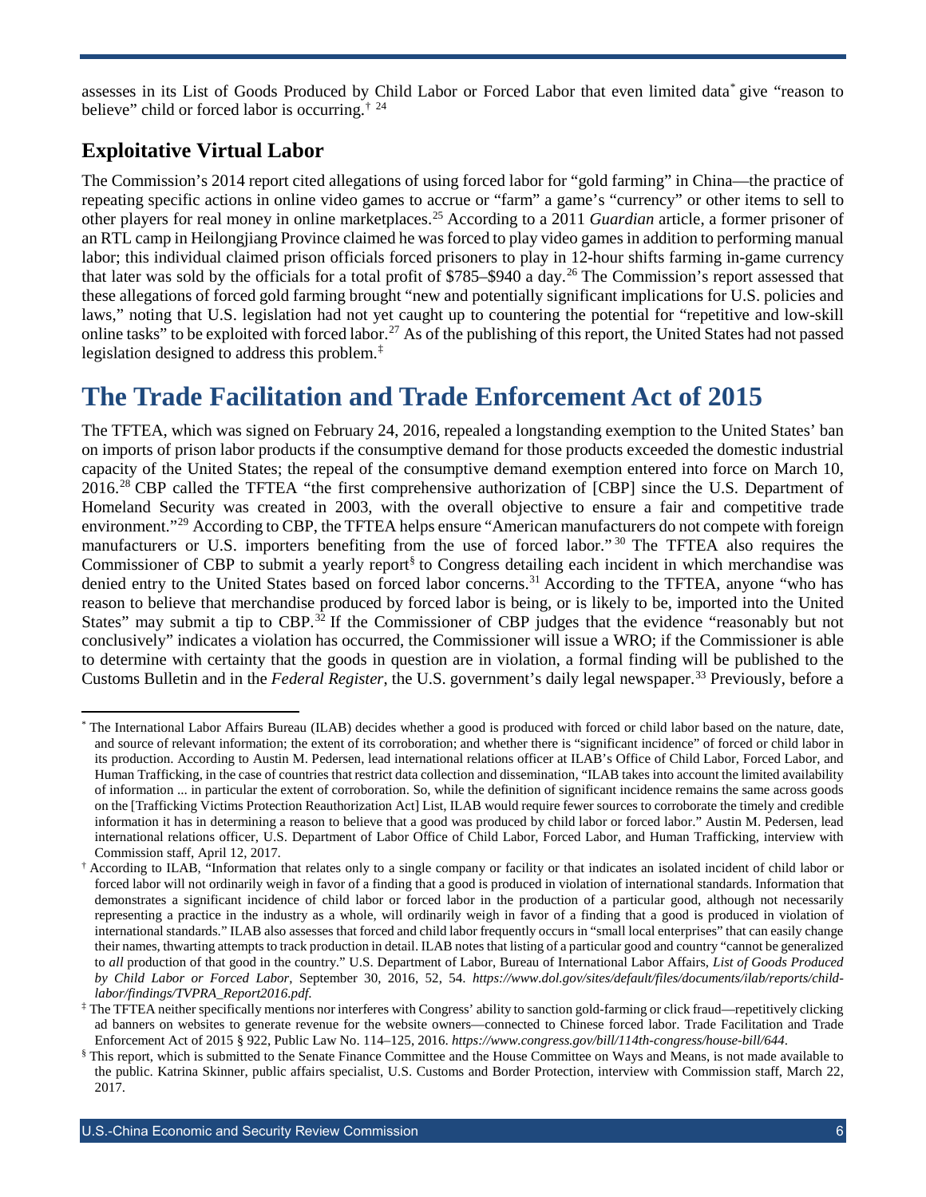assesses in its List of Goods Produced by Child Labor or Forced Labor that even limited data[*] give "reason to believe" child or forced labor is occurring.[†] [24]

## Exploitative Virtual Labor

The Commission's 2014 report cited allegations of using forced labor for "gold farming" in China—the practice of repeating specific actions in online video games to accrue or "farm" a game's "currency" or other items to sell to other players for real money in online marketplaces.[25] According to a 2011 *Guardian* article, a former prisoner of an RTL camp in Heilongjiang Province claimed he was forced to play video games in addition to performing manual labor; this individual claimed prison officials forced prisoners to play in 12-hour shifts farming in-game currency that later was sold by the officials for a total profit of $785–$940 a day.[26] The Commission's report assessed that these allegations of forced gold farming brought "new and potentially significant implications for U.S. policies and laws," noting that U.S. legislation had not yet caught up to countering the potential for "repetitive and low-skill online tasks" to be exploited with forced labor.[27] As of the publishing of this report, the United States had not passed legislation designed to address this problem.[‡]

# The Trade Facilitation and Trade Enforcement Act of 2015

The TFTEA, which was signed on February 24, 2016, repealed a longstanding exemption to the United States' ban on imports of prison labor products if the consumptive demand for those products exceeded the domestic industrial capacity of the United States; the repeal of the consumptive demand exemption entered into force on March 10, 2016.[28] CBP called the TFTEA "the first comprehensive authorization of [CBP] since the U.S. Department of Homeland Security was created in 2003, with the overall objective to ensure a fair and competitive trade environment."[29] According to CBP, the TFTEA helps ensure "American manufacturers do not compete with foreign manufacturers or U.S. importers benefiting from the use of forced labor."[30] The TFTEA also requires the Commissioner of CBP to submit a yearly report[§] to Congress detailing each incident in which merchandise was denied entry to the United States based on forced labor concerns.[31] According to the TFTEA, anyone "who has reason to believe that merchandise produced by forced labor is being, or is likely to be, imported into the United States" may submit a tip to CBP.[32] If the Commissioner of CBP judges that the evidence "reasonably but not conclusively" indicates a violation has occurred, the Commissioner will issue a WRO; if the Commissioner is able to determine with certainty that the goods in question are in violation, a formal finding will be published to the Customs Bulletin and in the *Federal Register*, the U.S. government's daily legal newspaper.[33] Previously, before a

---

[*] The International Labor Affairs Bureau (ILAB) decides whether a good is produced with forced or child labor based on the nature, date, and source of relevant information; the extent of its corroboration; and whether there is "significant incidence" of forced or child labor in its production. According to Austin M. Pedersen, lead international relations officer at ILAB's Office of Child Labor, Forced Labor, and Human Trafficking, in the case of countries that restrict data collection and dissemination, "ILAB takes into account the limited availability of information ... in particular the extent of corroboration. So, while the definition of significant incidence remains the same across goods on the [Trafficking Victims Protection Reauthorization Act] List, ILAB would require fewer sources to corroborate the timely and credible information it has in determining a reason to believe that a good was produced by child labor or forced labor." Austin M. Pedersen, lead international relations officer, U.S. Department of Labor Office of Child Labor, Forced Labor, and Human Trafficking, interview with Commission staff, April 12, 2017.

[†] According to ILAB, "Information that relates only to a single company or facility or that indicates an isolated incident of child labor or forced labor will not ordinarily weigh in favor of a finding that a good is produced in violation of international standards. Information that demonstrates a significant incidence of child labor or forced labor in the production of a particular good, although not necessarily representing a practice in the industry as a whole, will ordinarily weigh in favor of a finding that a good is produced in violation of international standards." ILAB also assesses that forced and child labor frequently occurs in "small local enterprises" that can easily change their names, thwarting attempts to track production in detail. ILAB notes that listing of a particular good and country "cannot be generalized to *all* production of that good in the country." U.S. Department of Labor, Bureau of International Labor Affairs, *List of Goods Produced by Child Labor or Forced Labor*, September 30, 2016, 52, 54. *https://www.dol.gov/sites/default/files/documents/ilab/reports/child-labor/findings/TVPRA_Report2016.pdf.*

[‡] The TFTEA neither specifically mentions nor interferes with Congress' ability to sanction gold-farming or click fraud—repetitively clicking ad banners on websites to generate revenue for the website owners—connected to Chinese forced labor. Trade Facilitation and Trade Enforcement Act of 2015 § 922, Public Law No. 114–125, 2016. *https://www.congress.gov/bill/114th-congress/house-bill/644.*

[§] This report, which is submitted to the Senate Finance Committee and the House Committee on Ways and Means, is not made available to the public. Katrina Skinner, public affairs specialist, U.S. Customs and Border Protection, interview with Commission staff, March 22, 2017.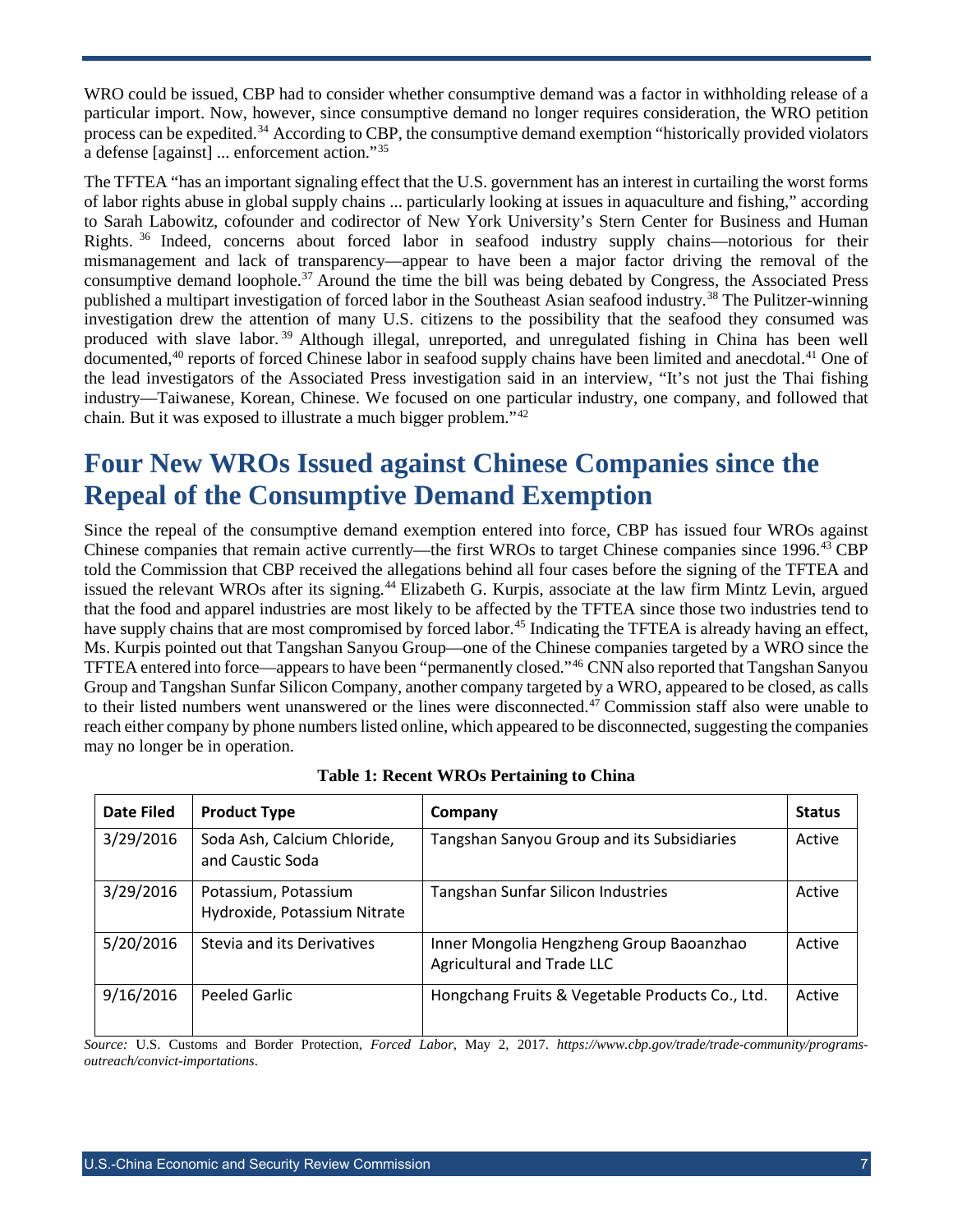WRO could be issued, CBP had to consider whether consumptive demand was a factor in withholding release of a particular import. Now, however, since consumptive demand no longer requires consideration, the WRO petition process can be expedited.[34] According to CBP, the consumptive demand exemption "historically provided violators a defense [against] ... enforcement action."[35]

The TFTEA "has an important signaling effect that the U.S. government has an interest in curtailing the worst forms of labor rights abuse in global supply chains ... particularly looking at issues in aquaculture and fishing," according to Sarah Labowitz, cofounder and codirector of New York University's Stern Center for Business and Human Rights.[36] Indeed, concerns about forced labor in seafood industry supply chains—notorious for their mismanagement and lack of transparency—appear to have been a major factor driving the removal of the consumptive demand loophole.[37] Around the time the bill was being debated by Congress, the Associated Press published a multipart investigation of forced labor in the Southeast Asian seafood industry.[38] The Pulitzer-winning investigation drew the attention of many U.S. citizens to the possibility that the seafood they consumed was produced with slave labor.[39] Although illegal, unreported, and unregulated fishing in China has been well documented,[40] reports of forced Chinese labor in seafood supply chains have been limited and anecdotal.[41] One of the lead investigators of the Associated Press investigation said in an interview, "It's not just the Thai fishing industry—Taiwanese, Korean, Chinese. We focused on one particular industry, one company, and followed that chain. But it was exposed to illustrate a much bigger problem."[42]

# Four New WROs Issued against Chinese Companies since the Repeal of the Consumptive Demand Exemption

Since the repeal of the consumptive demand exemption entered into force, CBP has issued four WROs against Chinese companies that remain active currently—the first WROs to target Chinese companies since 1996.[43] CBP told the Commission that CBP received the allegations behind all four cases before the signing of the TFTEA and issued the relevant WROs after its signing.[44] Elizabeth G. Kurpis, associate at the law firm Mintz Levin, argued that the food and apparel industries are most likely to be affected by the TFTEA since those two industries tend to have supply chains that are most compromised by forced labor.[45] Indicating the TFTEA is already having an effect, Ms. Kurpis pointed out that Tangshan Sanyou Group—one of the Chinese companies targeted by a WRO since the TFTEA entered into force—appears to have been "permanently closed."[46] CNN also reported that Tangshan Sanyou Group and Tangshan Sunfar Silicon Company, another company targeted by a WRO, appeared to be closed, as calls to their listed numbers went unanswered or the lines were disconnected.[47] Commission staff also were unable to reach either company by phone numbers listed online, which appeared to be disconnected, suggesting the companies may no longer be in operation.

**Table 1: Recent WROs Pertaining to China**

| Date Filed | Product Type | Company | Status |
|---|---|---|---|
| 3/29/2016 | Soda Ash, Calcium Chloride, and Caustic Soda | Tangshan Sanyou Group and its Subsidiaries | Active |
| 3/29/2016 | Potassium, Potassium Hydroxide, Potassium Nitrate | Tangshan Sunfar Silicon Industries | Active |
| 5/20/2016 | Stevia and its Derivatives | Inner Mongolia Hengzheng Group Baoanzhao Agricultural and Trade LLC | Active |
| 9/16/2016 | Peeled Garlic | Hongchang Fruits & Vegetable Products Co., Ltd. | Active |

*Source:* U.S. Customs and Border Protection, *Forced Labor*, May 2, 2017. *https://www.cbp.gov/trade/trade-community/programs-outreach/convict-importations*.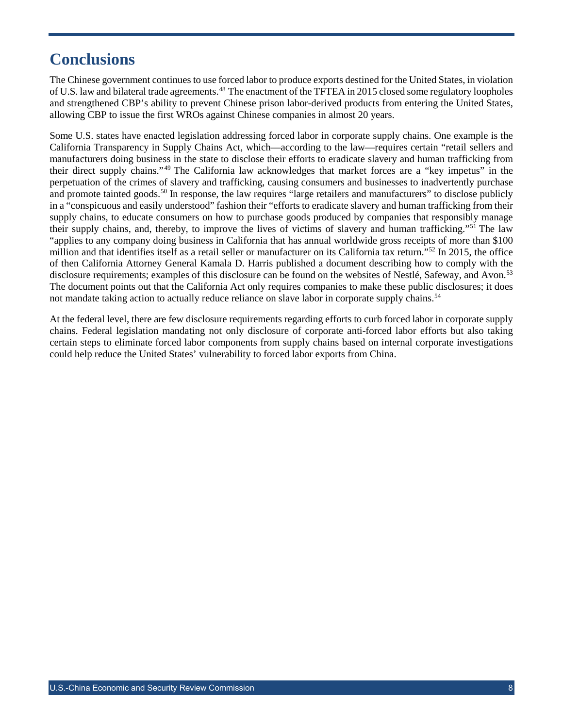# Conclusions

The Chinese government continues to use forced labor to produce exports destined for the United States, in violation of U.S. law and bilateral trade agreements.[48] The enactment of the TFTEA in 2015 closed some regulatory loopholes and strengthened CBP's ability to prevent Chinese prison labor-derived products from entering the United States, allowing CBP to issue the first WROs against Chinese companies in almost 20 years.

Some U.S. states have enacted legislation addressing forced labor in corporate supply chains. One example is the California Transparency in Supply Chains Act, which—according to the law—requires certain "retail sellers and manufacturers doing business in the state to disclose their efforts to eradicate slavery and human trafficking from their direct supply chains."[49] The California law acknowledges that market forces are a "key impetus" in the perpetuation of the crimes of slavery and trafficking, causing consumers and businesses to inadvertently purchase and promote tainted goods.[50] In response, the law requires "large retailers and manufacturers" to disclose publicly in a "conspicuous and easily understood" fashion their "efforts to eradicate slavery and human trafficking from their supply chains, to educate consumers on how to purchase goods produced by companies that responsibly manage their supply chains, and, thereby, to improve the lives of victims of slavery and human trafficking."[51] The law "applies to any company doing business in California that has annual worldwide gross receipts of more than $100 million and that identifies itself as a retail seller or manufacturer on its California tax return."[52] In 2015, the office of then California Attorney General Kamala D. Harris published a document describing how to comply with the disclosure requirements; examples of this disclosure can be found on the websites of Nestlé, Safeway, and Avon.[53] The document points out that the California Act only requires companies to make these public disclosures; it does not mandate taking action to actually reduce reliance on slave labor in corporate supply chains.[54]

At the federal level, there are few disclosure requirements regarding efforts to curb forced labor in corporate supply chains. Federal legislation mandating not only disclosure of corporate anti-forced labor efforts but also taking certain steps to eliminate forced labor components from supply chains based on internal corporate investigations could help reduce the United States' vulnerability to forced labor exports from China.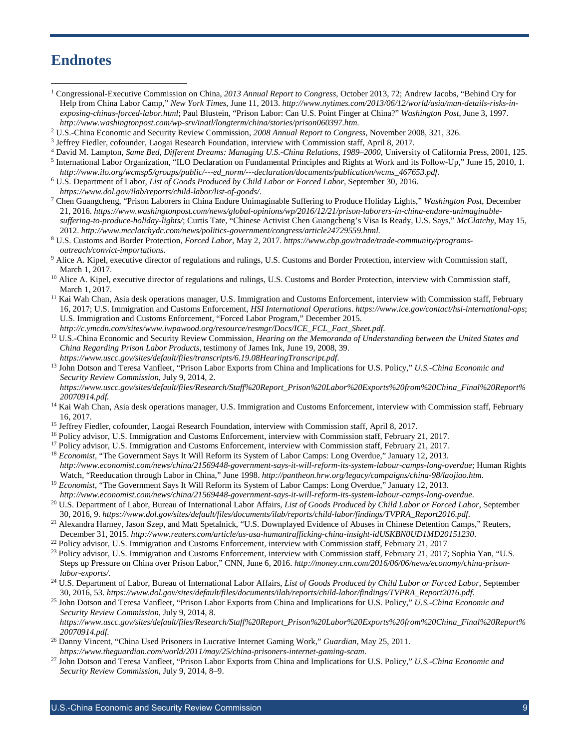# Endnotes

[1] Congressional-Executive Commission on China, *2013 Annual Report to Congress*, October 2013, 72; Andrew Jacobs, "Behind Cry for Help from China Labor Camp," *New York Times*, June 11, 2013. *http://www.nytimes.com/2013/06/12/world/asia/man-details-risks-in-exposing-chinas-forced-labor.html*; Paul Blustein, "Prison Labor: Can U.S. Point Finger at China?" *Washington Post*, June 3, 1997. *http://www.washingtonpost.com/wp-srv/inatl/longterm/china/stories/prison060397.htm.*

[2] U.S.-China Economic and Security Review Commission, *2008 Annual Report to Congress*, November 2008, 321, 326.

[3] Jeffrey Fiedler, cofounder, Laogai Research Foundation, interview with Commission staff, April 8, 2017.

[4] David M. Lampton, *Same Bed, Different Dreams: Managing U.S.-China Relations, 1989–2000*, University of California Press, 2001, 125.

[5] International Labor Organization, "ILO Declaration on Fundamental Principles and Rights at Work and its Follow-Up," June 15, 2010, 1. *http://www.ilo.org/wcmsp5/groups/public/---ed_norm/---declaration/documents/publication/wcms_467653.pdf.*

[6] U.S. Department of Labor, *List of Goods Produced by Child Labor or Forced Labor*, September 30, 2016. *https://www.dol.gov/ilab/reports/child-labor/list-of-goods/*.

[7] Chen Guangcheng, "Prison Laborers in China Endure Unimaginable Suffering to Produce Holiday Lights," *Washington Post*, December 21, 2016. *https://www.washingtonpost.com/news/global-opinions/wp/2016/12/21/prison-laborers-in-china-endure-unimaginable-suffering-to-produce-holiday-lights/*; Curtis Tate, "Chinese Activist Chen Guangcheng's Visa Is Ready, U.S. Says," *McClatchy*, May 15, 2012. *http://www.mcclatchydc.com/news/politics-government/congress/article24729559.html.*

[8] U.S. Customs and Border Protection, *Forced Labor*, May 2, 2017. *https://www.cbp.gov/trade/trade-community/programs-outreach/convict-importations*.

[9] Alice A. Kipel, executive director of regulations and rulings, U.S. Customs and Border Protection, interview with Commission staff, March 1, 2017.

[10] Alice A. Kipel, executive director of regulations and rulings, U.S. Customs and Border Protection, interview with Commission staff, March 1, 2017.

[11] Kai Wah Chan, Asia desk operations manager, U.S. Immigration and Customs Enforcement, interview with Commission staff, February 16, 2017; U.S. Immigration and Customs Enforcement, *HSI International Operations*. *https://www.ice.gov/contact/hsi-international-ops*; U.S. Immigration and Customs Enforcement, "Forced Labor Program," December 2015. *http://c.ymcdn.com/sites/www.iwpawood.org/resource/resmgr/Docs/ICE_FCL_Fact_Sheet.pdf*.

[12] U.S.-China Economic and Security Review Commission, *Hearing on the Memoranda of Understanding between the United States and China Regarding Prison Labor Products*, testimony of James Ink, June 19, 2008, 39. *https://www.uscc.gov/sites/default/files/transcripts/6.19.08HearingTranscript.pdf.*

[13] John Dotson and Teresa Vanfleet, "Prison Labor Exports from China and Implications for U.S. Policy," *U.S.-China Economic and Security Review Commission*, July 9, 2014, 2. *https://www.uscc.gov/sites/default/files/Research/Staff%20Report_Prison%20Labor%20Exports%20from%20China_Final%20Report%20070914.pdf.*

[14] Kai Wah Chan, Asia desk operations manager, U.S. Immigration and Customs Enforcement, interview with Commission staff, February 16, 2017.

[15] Jeffrey Fiedler, cofounder, Laogai Research Foundation, interview with Commission staff, April 8, 2017.

[16] Policy advisor, U.S. Immigration and Customs Enforcement, interview with Commission staff, February 21, 2017.

[17] Policy advisor, U.S. Immigration and Customs Enforcement, interview with Commission staff, February 21, 2017.

[18] *Economist*, "The Government Says It Will Reform its System of Labor Camps: Long Overdue," January 12, 2013. *http://www.economist.com/news/china/21569448-government-says-it-will-reform-its-system-labour-camps-long-overdue*; Human Rights Watch, "Reeducation through Labor in China," June 1998. *http://pantheon.hrw.org/legacy/campaigns/china-98/laojiao.htm*.

[19] *Economist*, "The Government Says It Will Reform its System of Labor Camps: Long Overdue," January 12, 2013. *http://www.economist.com/news/china/21569448-government-says-it-will-reform-its-system-labour-camps-long-overdue*.

[20] U.S. Department of Labor, Bureau of International Labor Affairs, *List of Goods Produced by Child Labor or Forced Labor*, September 30, 2016, 9. *https://www.dol.gov/sites/default/files/documents/ilab/reports/child-labor/findings/TVPRA_Report2016.pdf*.

[21] Alexandra Harney, Jason Szep, and Matt Spetalnick, "U.S. Downplayed Evidence of Abuses in Chinese Detention Camps," Reuters, December 31, 2015. *http://www.reuters.com/article/us-usa-humantrafficking-china-insight-idUSKBN0UD1MD20151230*.

[22] Policy advisor, U.S. Immigration and Customs Enforcement, interview with Commission staff, February 21, 2017

[23] Policy advisor, U.S. Immigration and Customs Enforcement, interview with Commission staff, February 21, 2017; Sophia Yan, "U.S. Steps up Pressure on China over Prison Labor," CNN, June 6, 2016. *http://money.cnn.com/2016/06/06/news/economy/china-prison-labor-exports/*.

[24] U.S. Department of Labor, Bureau of International Labor Affairs, *List of Goods Produced by Child Labor or Forced Labor*, September 30, 2016, 53. *https://www.dol.gov/sites/default/files/documents/ilab/reports/child-labor/findings/TVPRA_Report2016.pdf*.

[25] John Dotson and Teresa Vanfleet, "Prison Labor Exports from China and Implications for U.S. Policy," *U.S.-China Economic and Security Review Commission*, July 9, 2014, 8. *https://www.uscc.gov/sites/default/files/Research/Staff%20Report_Prison%20Labor%20Exports%20from%20China_Final%20Report%20070914.pdf.*

[26] Danny Vincent, "China Used Prisoners in Lucrative Internet Gaming Work," *Guardian*, May 25, 2011. *https://www.theguardian.com/world/2011/may/25/china-prisoners-internet-gaming-scam*.

[27] John Dotson and Teresa Vanfleet, "Prison Labor Exports from China and Implications for U.S. Policy," *U.S.-China Economic and Security Review Commission*, July 9, 2014, 8–9.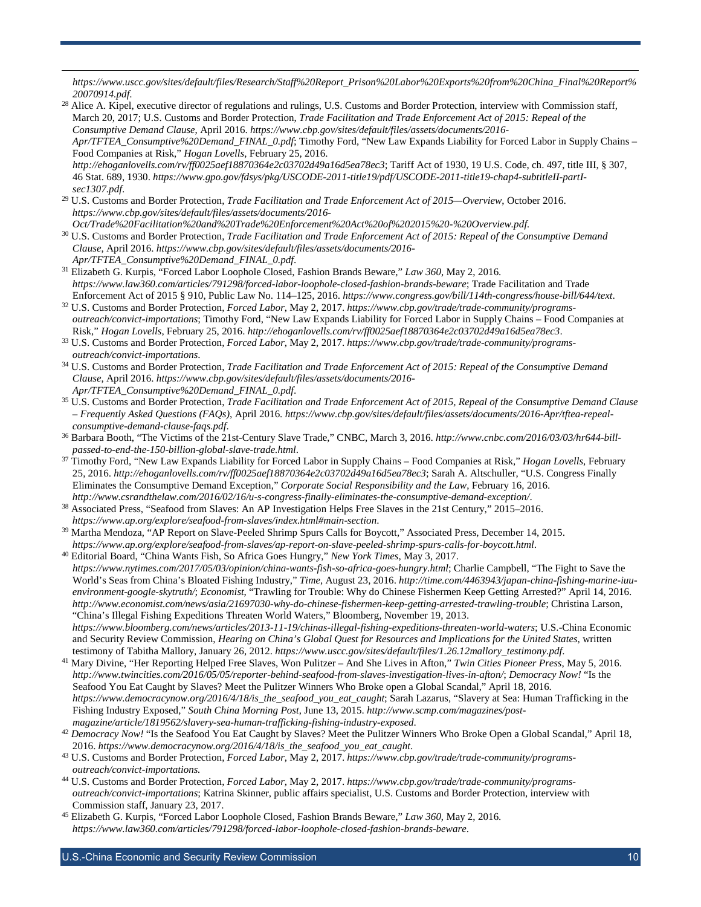*https://www.uscc.gov/sites/default/files/Research/Staff%20Report_Prison%20Labor%20Exports%20from%20China_Final%20Report%20070914.pdf*.

[28] Alice A. Kipel, executive director of regulations and rulings, U.S. Customs and Border Protection, interview with Commission staff, March 20, 2017; U.S. Customs and Border Protection, *Trade Facilitation and Trade Enforcement Act of 2015: Repeal of the Consumptive Demand Clause*, April 2016. *https://www.cbp.gov/sites/default/files/assets/documents/2016-Apr/TFTEA_Consumptive%20Demand_FINAL_0.pdf*; Timothy Ford, "New Law Expands Liability for Forced Labor in Supply Chains – Food Companies at Risk," *Hogan Lovells*, February 25, 2016. *http://ehoganlovells.com/rv/ff0025aef18870364e2c03702d49a16d5ea78ec3*; Tariff Act of 1930, 19 U.S. Code, ch. 497, title III, § 307, 46 Stat. 689, 1930. *https://www.gpo.gov/fdsys/pkg/USCODE-2011-title19/pdf/USCODE-2011-title19-chap4-subtitleII-partI-sec1307.pdf*.

[29] U.S. Customs and Border Protection, *Trade Facilitation and Trade Enforcement Act of 2015—Overview*, October 2016. *https://www.cbp.gov/sites/default/files/assets/documents/2016-Oct/Trade%20Facilitation%20and%20Trade%20Enforcement%20Act%20of%202015%20-%20Overview.pdf*.

[30] U.S. Customs and Border Protection, *Trade Facilitation and Trade Enforcement Act of 2015: Repeal of the Consumptive Demand Clause*, April 2016. *https://www.cbp.gov/sites/default/files/assets/documents/2016-Apr/TFTEA_Consumptive%20Demand_FINAL_0.pdf*.

[31] Elizabeth G. Kurpis, "Forced Labor Loophole Closed, Fashion Brands Beware," *Law 360*, May 2, 2016. *https://www.law360.com/articles/791298/forced-labor-loophole-closed-fashion-brands-beware*; Trade Facilitation and Trade Enforcement Act of 2015 § 910, Public Law No. 114–125, 2016. *https://www.congress.gov/bill/114th-congress/house-bill/644/text*.

[32] U.S. Customs and Border Protection, *Forced Labor*, May 2, 2017. *https://www.cbp.gov/trade/trade-community/programs-outreach/convict-importations*; Timothy Ford, "New Law Expands Liability for Forced Labor in Supply Chains – Food Companies at Risk," *Hogan Lovells*, February 25, 2016. *http://ehoganlovells.com/rv/ff0025aef18870364e2c03702d49a16d5ea78ec3*.

[33] U.S. Customs and Border Protection, *Forced Labor*, May 2, 2017. *https://www.cbp.gov/trade/trade-community/programs-outreach/convict-importations*.

[34] U.S. Customs and Border Protection, *Trade Facilitation and Trade Enforcement Act of 2015: Repeal of the Consumptive Demand Clause*, April 2016. *https://www.cbp.gov/sites/default/files/assets/documents/2016-Apr/TFTEA_Consumptive%20Demand_FINAL_0.pdf*.

[35] U.S. Customs and Border Protection, *Trade Facilitation and Trade Enforcement Act of 2015, Repeal of the Consumptive Demand Clause – Frequently Asked Questions (FAQs)*, April 2016. *https://www.cbp.gov/sites/default/files/assets/documents/2016-Apr/tftea-repeal-consumptive-demand-clause-faqs.pdf*.

[36] Barbara Booth, "The Victims of the 21st-Century Slave Trade," CNBC, March 3, 2016. *http://www.cnbc.com/2016/03/03/hr644-bill-passed-to-end-the-150-billion-global-slave-trade.html*.

[37] Timothy Ford, "New Law Expands Liability for Forced Labor in Supply Chains – Food Companies at Risk," *Hogan Lovells*, February 25, 2016. *http://ehoganlovells.com/rv/ff0025aef18870364e2c03702d49a16d5ea78ec3*; Sarah A. Altschuller, "U.S. Congress Finally Eliminates the Consumptive Demand Exception," *Corporate Social Responsibility and the Law*, February 16, 2016. *http://www.csrandthelaw.com/2016/02/16/u-s-congress-finally-eliminates-the-consumptive-demand-exception/*.

[38] Associated Press, "Seafood from Slaves: An AP Investigation Helps Free Slaves in the 21st Century," 2015–2016. *https://www.ap.org/explore/seafood-from-slaves/index.html#main-section*.

[39] Martha Mendoza, "AP Report on Slave-Peeled Shrimp Spurs Calls for Boycott," Associated Press, December 14, 2015. *https://www.ap.org/explore/seafood-from-slaves/ap-report-on-slave-peeled-shrimp-spurs-calls-for-boycott.html*.

[40] Editorial Board, "China Wants Fish, So Africa Goes Hungry," *New York Times*, May 3, 2017. *https://www.nytimes.com/2017/05/03/opinion/china-wants-fish-so-africa-goes-hungry.html*; Charlie Campbell, "The Fight to Save the World's Seas from China's Bloated Fishing Industry," *Time*, August 23, 2016. *http://time.com/4463943/japan-china-fishing-marine-iuu-environment-google-skytruth/*; *Economist*, "Trawling for Trouble: Why do Chinese Fishermen Keep Getting Arrested?" April 14, 2016. *http://www.economist.com/news/asia/21697030-why-do-chinese-fishermen-keep-getting-arrested-trawling-trouble*; Christina Larson, "China's Illegal Fishing Expeditions Threaten World Waters," Bloomberg, November 19, 2013. *https://www.bloomberg.com/news/articles/2013-11-19/chinas-illegal-fishing-expeditions-threaten-world-waters*; U.S.-China Economic and Security Review Commission, *Hearing on China's Global Quest for Resources and Implications for the United States*, written testimony of Tabitha Mallory, January 26, 2012. *https://www.uscc.gov/sites/default/files/1.26.12mallory_testimony.pdf*.

[41] Mary Divine, "Her Reporting Helped Free Slaves, Won Pulitzer – And She Lives in Afton," *Twin Cities Pioneer Press*, May 5, 2016. *http://www.twincities.com/2016/05/05/reporter-behind-seafood-from-slaves-investigation-lives-in-afton/*; *Democracy Now!* "Is the Seafood You Eat Caught by Slaves? Meet the Pulitzer Winners Who Broke open a Global Scandal," April 18, 2016. *https://www.democracynow.org/2016/4/18/is_the_seafood_you_eat_caught*; Sarah Lazarus, "Slavery at Sea: Human Trafficking in the Fishing Industry Exposed," *South China Morning Post*, June 13, 2015. *http://www.scmp.com/magazines/post-magazine/article/1819562/slavery-sea-human-trafficking-fishing-industry-exposed*.

[42] *Democracy Now!* "Is the Seafood You Eat Caught by Slaves? Meet the Pulitzer Winners Who Broke Open a Global Scandal," April 18, 2016. *https://www.democracynow.org/2016/4/18/is_the_seafood_you_eat_caught*.

[43] U.S. Customs and Border Protection, *Forced Labor*, May 2, 2017. *https://www.cbp.gov/trade/trade-community/programs-outreach/convict-importations.*

[44] U.S. Customs and Border Protection, *Forced Labor*, May 2, 2017. *https://www.cbp.gov/trade/trade-community/programs-outreach/convict-importations*; Katrina Skinner, public affairs specialist, U.S. Customs and Border Protection, interview with Commission staff, January 23, 2017.

[45] Elizabeth G. Kurpis, "Forced Labor Loophole Closed, Fashion Brands Beware," *Law 360*, May 2, 2016. *https://www.law360.com/articles/791298/forced-labor-loophole-closed-fashion-brands-beware*.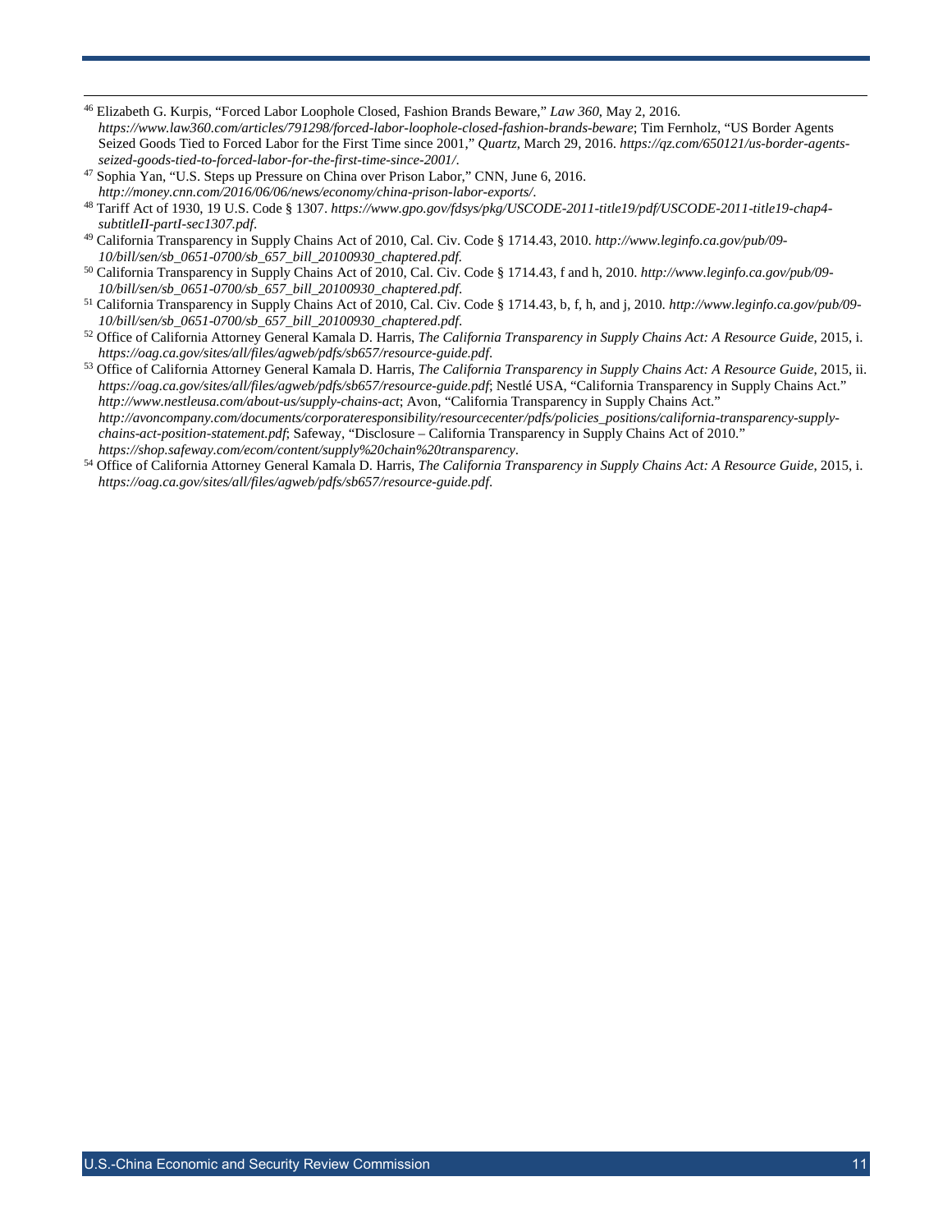[46] Elizabeth G. Kurpis, "Forced Labor Loophole Closed, Fashion Brands Beware," *Law 360*, May 2, 2016. *https://www.law360.com/articles/791298/forced-labor-loophole-closed-fashion-brands-beware*; Tim Fernholz, "US Border Agents Seized Goods Tied to Forced Labor for the First Time since 2001," *Quartz*, March 29, 2016. *https://qz.com/650121/us-border-agents-seized-goods-tied-to-forced-labor-for-the-first-time-since-2001/*.

[47] Sophia Yan, "U.S. Steps up Pressure on China over Prison Labor," CNN, June 6, 2016. *http://money.cnn.com/2016/06/06/news/economy/china-prison-labor-exports/*.

[48] Tariff Act of 1930, 19 U.S. Code § 1307. *https://www.gpo.gov/fdsys/pkg/USCODE-2011-title19/pdf/USCODE-2011-title19-chap4-subtitleII-partI-sec1307.pdf*.

[49] California Transparency in Supply Chains Act of 2010, Cal. Civ. Code § 1714.43, 2010. *http://www.leginfo.ca.gov/pub/09-10/bill/sen/sb_0651-0700/sb_657_bill_20100930_chaptered.pdf*.

[50] California Transparency in Supply Chains Act of 2010, Cal. Civ. Code § 1714.43, f and h, 2010. *http://www.leginfo.ca.gov/pub/09-10/bill/sen/sb_0651-0700/sb_657_bill_20100930_chaptered.pdf*.

[51] California Transparency in Supply Chains Act of 2010, Cal. Civ. Code § 1714.43, b, f, h, and j, 2010. *http://www.leginfo.ca.gov/pub/09-10/bill/sen/sb_0651-0700/sb_657_bill_20100930_chaptered.pdf*.

[52] Office of California Attorney General Kamala D. Harris, *The California Transparency in Supply Chains Act: A Resource Guide*, 2015, i. *https://oag.ca.gov/sites/all/files/agweb/pdfs/sb657/resource-guide.pdf*.

[53] Office of California Attorney General Kamala D. Harris, *The California Transparency in Supply Chains Act: A Resource Guide*, 2015, ii. *https://oag.ca.gov/sites/all/files/agweb/pdfs/sb657/resource-guide.pdf*; Nestlé USA, "California Transparency in Supply Chains Act." *http://www.nestleusa.com/about-us/supply-chains-act*; Avon, "California Transparency in Supply Chains Act." *http://avoncompany.com/documents/corporateresponsibility/resourcecenter/pdfs/policies_positions/california-transparency-supply-chains-act-position-statement.pdf*; Safeway, "Disclosure – California Transparency in Supply Chains Act of 2010." *https://shop.safeway.com/ecom/content/supply%20chain%20transparency*.

[54] Office of California Attorney General Kamala D. Harris, *The California Transparency in Supply Chains Act: A Resource Guide*, 2015, i. *https://oag.ca.gov/sites/all/files/agweb/pdfs/sb657/resource-guide.pdf*.